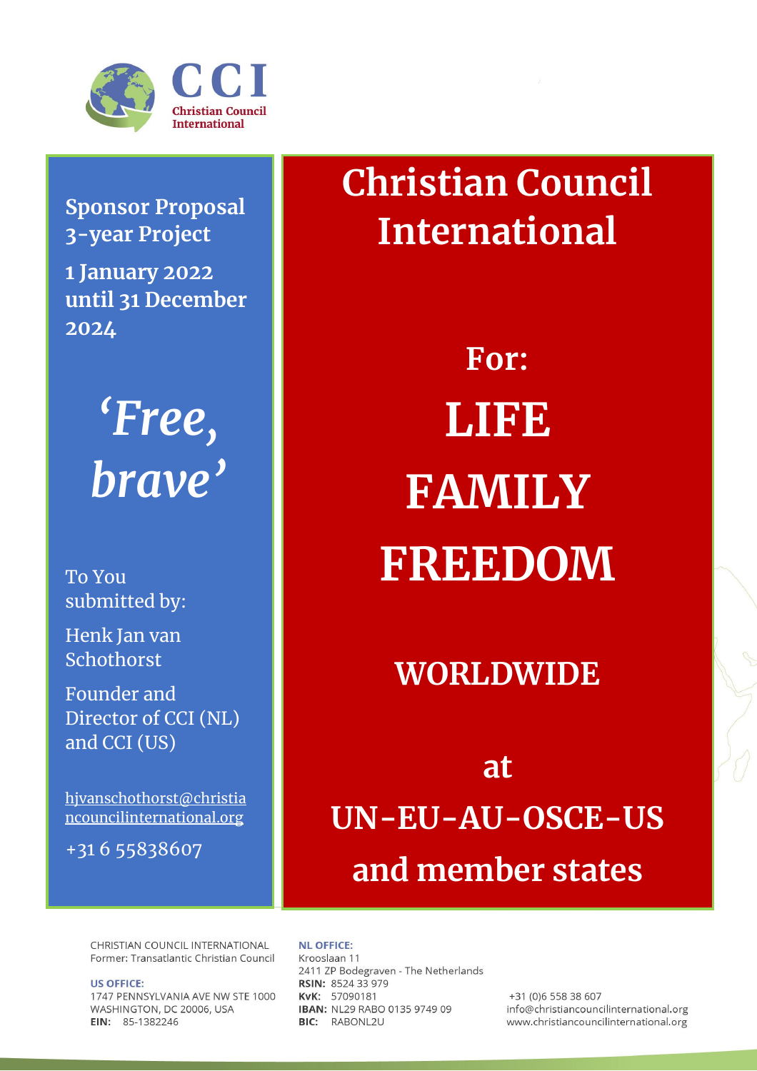CCI
Christian Council International

**Sponsor Proposal**
**3-year Project**

**1 January 2022 until 31 December 2024**

***'Free, brave'***

To You submitted by:

Henk Jan van Schothorst

Founder and Director of CCI (NL) and CCI (US)

hjvanschothorst@christiancouncilinternational.org

+31 6 55838607

# Christian Council International

## For:

# LIFE
# FAMILY
# FREEDOM

## WORLDWIDE

## at

## UN-EU-AU-OSCE-US

## and member states

CHRISTIAN COUNCIL INTERNATIONAL
Former: Transatlantic Christian Council

**US OFFICE:**
1747 PENNSYLVANIA AVE NW STE 1000
WASHINGTON, DC 20006, USA
**EIN:** 85-1382246

**NL OFFICE:**
Krooslaan 11
2411 ZP Bodegraven - The Netherlands
**RSIN:** 8524 33 979
**KvK:** 57090181
**IBAN:** NL29 RABO 0135 9749 09
**BIC:** RABONL2U

+31 (0)6 558 38 607
info@christiancouncilinternational.org
www.christiancouncilinternational.org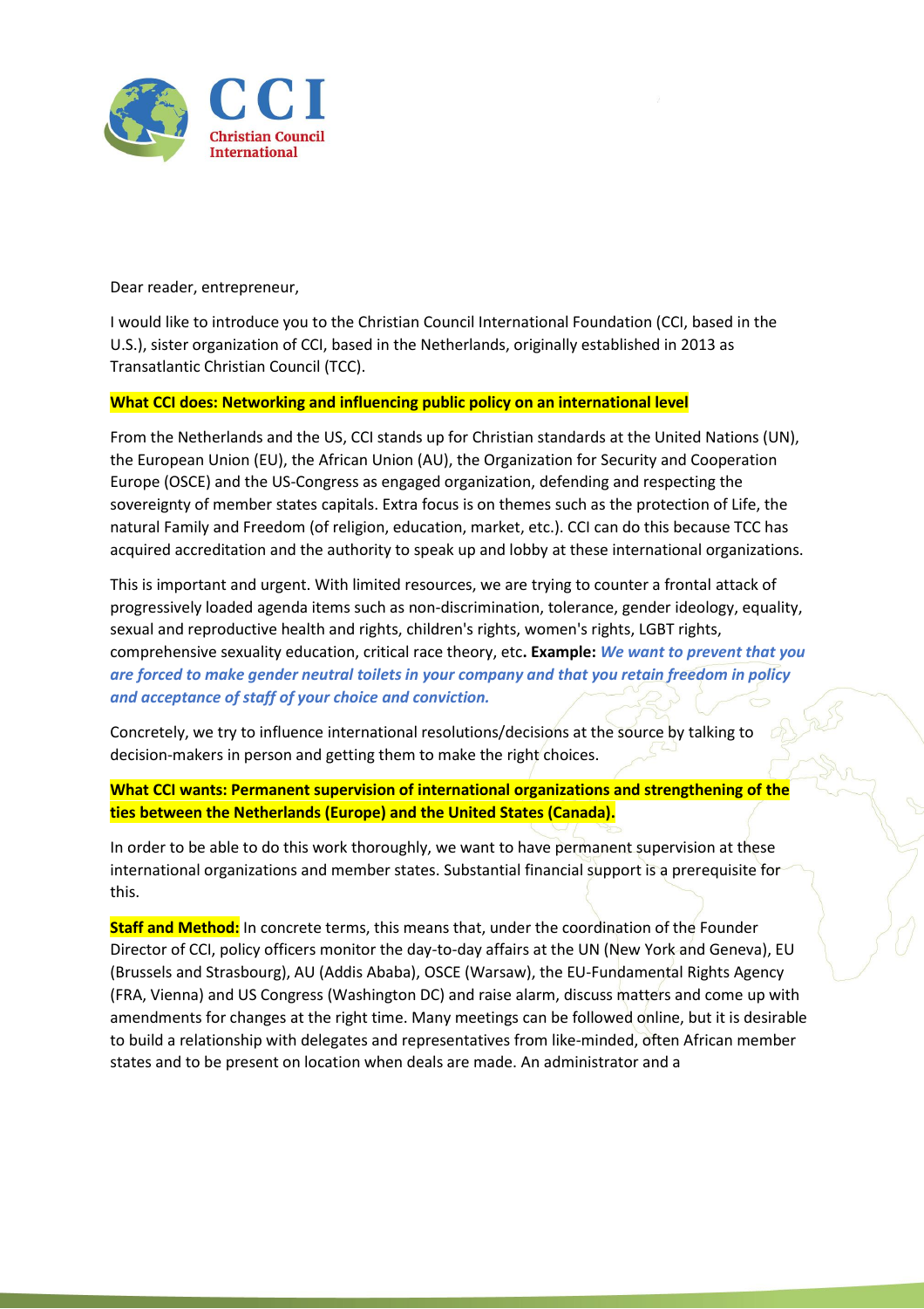Dear reader, entrepreneur,

I would like to introduce you to the Christian Council International Foundation (CCI, based in the U.S.), sister organization of CCI, based in the Netherlands, originally established in 2013 as Transatlantic Christian Council (TCC).

**What CCI does: Networking and influencing public policy on an international level**

From the Netherlands and the US, CCI stands up for Christian standards at the United Nations (UN), the European Union (EU), the African Union (AU), the Organization for Security and Cooperation Europe (OSCE) and the US-Congress as engaged organization, defending and respecting the sovereignty of member states capitals. Extra focus is on themes such as the protection of Life, the natural Family and Freedom (of religion, education, market, etc.). CCI can do this because TCC has acquired accreditation and the authority to speak up and lobby at these international organizations.

This is important and urgent. With limited resources, we are trying to counter a frontal attack of progressively loaded agenda items such as non-discrimination, tolerance, gender ideology, equality, sexual and reproductive health and rights, children's rights, women's rights, LGBT rights, comprehensive sexuality education, critical race theory, etc**. Example:** ***We want to prevent that you are forced to make gender neutral toilets in your company and that you retain freedom in policy and acceptance of staff of your choice and conviction.***

Concretely, we try to influence international resolutions/decisions at the source by talking to decision-makers in person and getting them to make the right choices.

**What CCI wants: Permanent supervision of international organizations and strengthening of the ties between the Netherlands (Europe) and the United States (Canada).**

In order to be able to do this work thoroughly, we want to have permanent supervision at these international organizations and member states. Substantial financial support is a prerequisite for this.

**Staff and Method:** In concrete terms, this means that, under the coordination of the Founder Director of CCI, policy officers monitor the day-to-day affairs at the UN (New York and Geneva), EU (Brussels and Strasbourg), AU (Addis Ababa), OSCE (Warsaw), the EU-Fundamental Rights Agency (FRA, Vienna) and US Congress (Washington DC) and raise alarm, discuss matters and come up with amendments for changes at the right time. Many meetings can be followed online, but it is desirable to build a relationship with delegates and representatives from like-minded, often African member states and to be present on location when deals are made. An administrator and a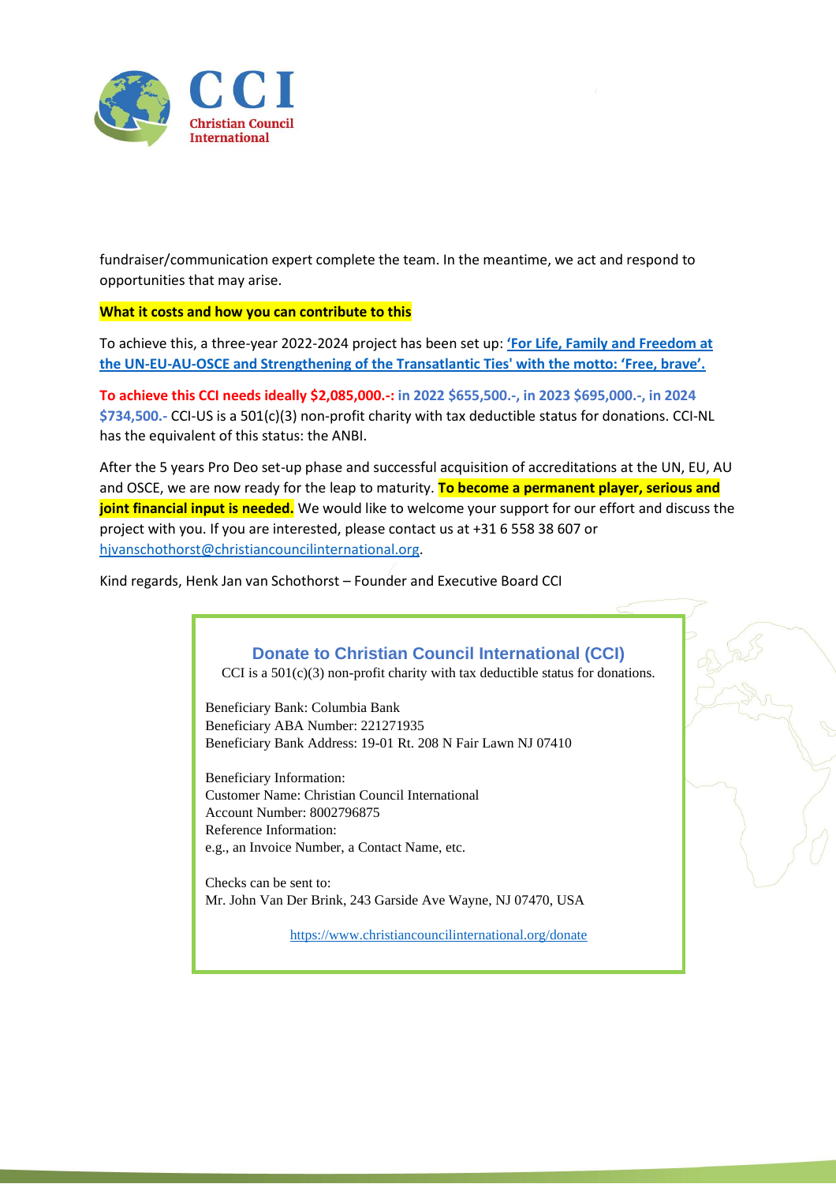fundraiser/communication expert complete the team. In the meantime, we act and respond to opportunities that may arise.

**What it costs and how you can contribute to this**

To achieve this, a three-year 2022-2024 project has been set up: **['For Life, Family and Freedom at the UN-EU-AU-OSCE and Strengthening of the Transatlantic Ties' with the motto: 'Free, brave'.]()**

**To achieve this CCI needs ideally $2,085,000.-: in 2022 $655,500.-, in 2023 $695,000.-, in 2024 $734,500.-** CCI-US is a 501(c)(3) non-profit charity with tax deductible status for donations. CCI-NL has the equivalent of this status: the ANBI.

After the 5 years Pro Deo set-up phase and successful acquisition of accreditations at the UN, EU, AU and OSCE, we are now ready for the leap to maturity. **To become a permanent player, serious and joint financial input is needed.** We would like to welcome your support for our effort and discuss the project with you. If you are interested, please contact us at +31 6 558 38 607 or hjvanschothorst@christiancouncilinternational.org.

Kind regards, Henk Jan van Schothorst – Founder and Executive Board CCI

## Donate to Christian Council International (CCI)

CCI is a 501(c)(3) non-profit charity with tax deductible status for donations.

Beneficiary Bank: Columbia Bank
Beneficiary ABA Number: 221271935
Beneficiary Bank Address: 19-01 Rt. 208 N Fair Lawn NJ 07410

Beneficiary Information:
Customer Name: Christian Council International
Account Number: 8002796875
Reference Information:
e.g., an Invoice Number, a Contact Name, etc.

Checks can be sent to:
Mr. John Van Der Brink, 243 Garside Ave Wayne, NJ 07470, USA

https://www.christiancouncilinternational.org/donate